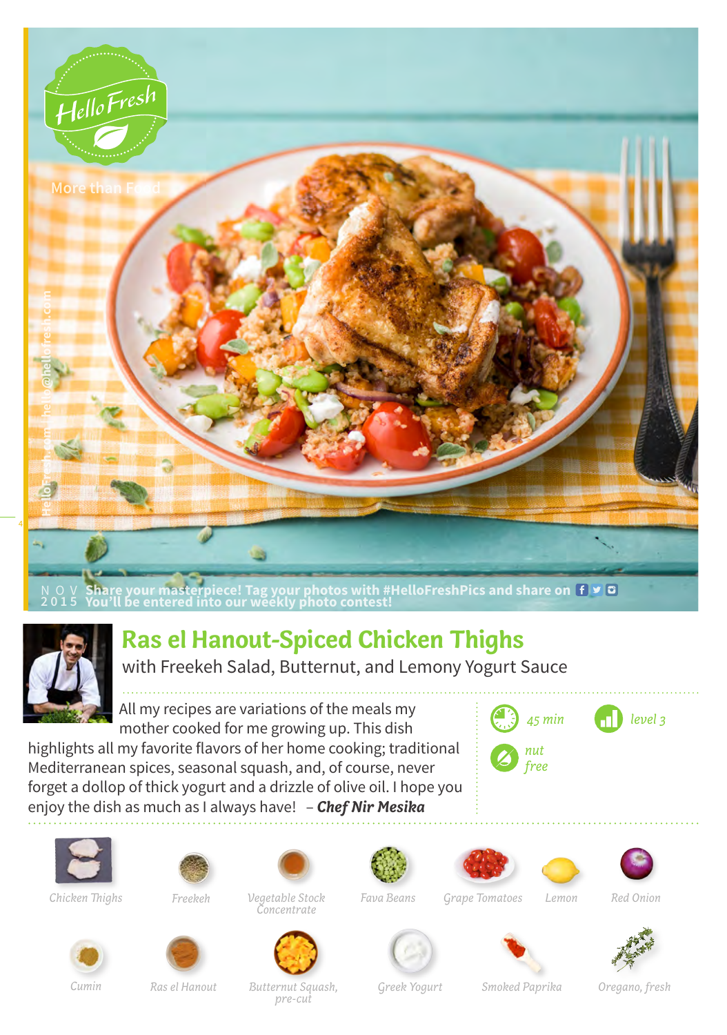HelloFresh

More than Food

HelloFresh.com | hello@hellofresh.com

NOV 2015 Share your masterpiece! Tag your photos with #HelloFreshPics and share on Facebook, Twitter, Instagram. You'll be entered into our weekly photo contest!

# Ras el Hanout-Spiced Chicken Thighs

with Freekeh Salad, Butternut, and Lemony Yogurt Sauce

All my recipes are variations of the meals my mother cooked for me growing up. This dish highlights all my favorite flavors of her home cooking; traditional Mediterranean spices, seasonal squash, and, of course, never forget a dollop of thick yogurt and a drizzle of olive oil. I hope you enjoy the dish as much as I always have! – ***Chef Nir Mesika***

*45 min* · *level 3* · *nut free*

- *Chicken Thighs*
- *Freekeh*
- *Vegetable Stock Concentrate*
- *Fava Beans*
- *Grape Tomatoes*
- *Lemon*
- *Red Onion*
- *Cumin*
- *Ras el Hanout*
- *Butternut Squash, pre-cut*
- *Greek Yogurt*
- *Smoked Paprika*
- *Oregano, fresh*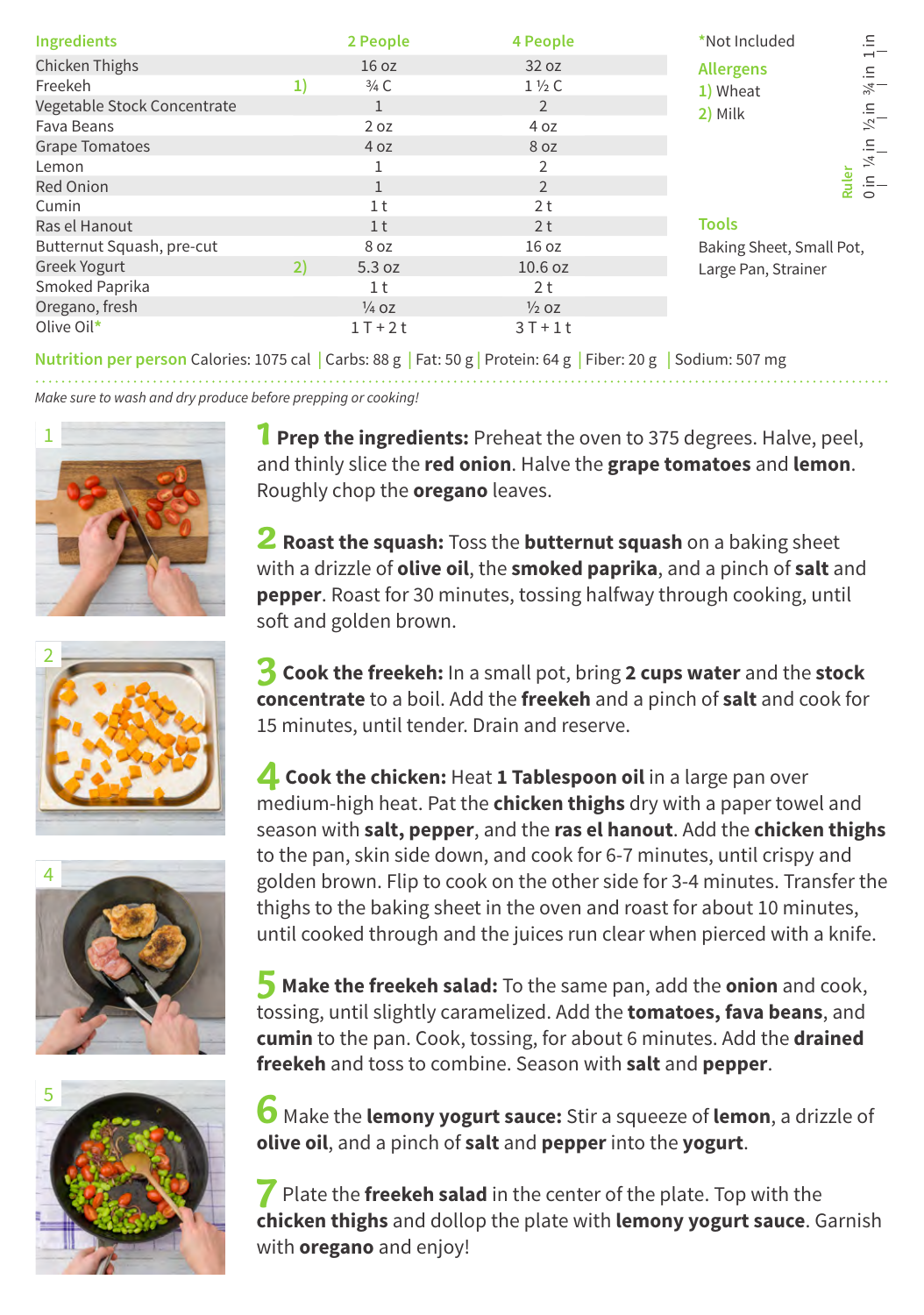| Ingredients | | 2 People | 4 People |
|---|---|---|---|
| Chicken Thighs | | 16 oz | 32 oz |
| Freekeh | 1) | ¾ C | 1 ½ C |
| Vegetable Stock Concentrate | | 1 | 2 |
| Fava Beans | | 2 oz | 4 oz |
| Grape Tomatoes | | 4 oz | 8 oz |
| Lemon | | 1 | 2 |
| Red Onion | | 1 | 2 |
| Cumin | | 1 t | 2 t |
| Ras el Hanout | | 1 t | 2 t |
| Butternut Squash, pre-cut | | 8 oz | 16 oz |
| Greek Yogurt | 2) | 5.3 oz | 10.6 oz |
| Smoked Paprika | | 1 t | 2 t |
| Oregano, fresh | | ¼ oz | ½ oz |
| Olive Oil* | | 1 T + 2 t | 3 T + 1 t |

*Not Included

**Allergens**
1) Wheat
2) Milk

Ruler
0 in ¼ in ½ in ¾ in 1 in

**Tools**
Baking Sheet, Small Pot, Large Pan, Strainer

**Nutrition per person** Calories: 1075 cal | Carbs: 88 g | Fat: 50 g | Protein: 64 g | Fiber: 20 g | Sodium: 507 mg

*Make sure to wash and dry produce before prepping or cooking!*

**1 Prep the ingredients:** Preheat the oven to 375 degrees. Halve, peel, and thinly slice the **red onion**. Halve the **grape tomatoes** and **lemon**. Roughly chop the **oregano** leaves.

**2 Roast the squash:** Toss the **butternut squash** on a baking sheet with a drizzle of **olive oil**, the **smoked paprika**, and a pinch of **salt** and **pepper**. Roast for 30 minutes, tossing halfway through cooking, until soft and golden brown.

**3 Cook the freekeh:** In a small pot, bring **2 cups water** and the **stock concentrate** to a boil. Add the **freekeh** and a pinch of **salt** and cook for 15 minutes, until tender. Drain and reserve.

**4 Cook the chicken:** Heat **1 Tablespoon oil** in a large pan over medium-high heat. Pat the **chicken thighs** dry with a paper towel and season with **salt, pepper**, and the **ras el hanout**. Add the **chicken thighs** to the pan, skin side down, and cook for 6-7 minutes, until crispy and golden brown. Flip to cook on the other side for 3-4 minutes. Transfer the thighs to the baking sheet in the oven and roast for about 10 minutes, until cooked through and the juices run clear when pierced with a knife.

**5 Make the freekeh salad:** To the same pan, add the **onion** and cook, tossing, until slightly caramelized. Add the **tomatoes, fava beans**, and **cumin** to the pan. Cook, tossing, for about 6 minutes. Add the **drained freekeh** and toss to combine. Season with **salt** and **pepper**.

**6** Make the **lemony yogurt sauce:** Stir a squeeze of **lemon**, a drizzle of **olive oil**, and a pinch of **salt** and **pepper** into the **yogurt**.

**7** Plate the **freekeh salad** in the center of the plate. Top with the **chicken thighs** and dollop the plate with **lemony yogurt sauce**. Garnish with **oregano** and enjoy!